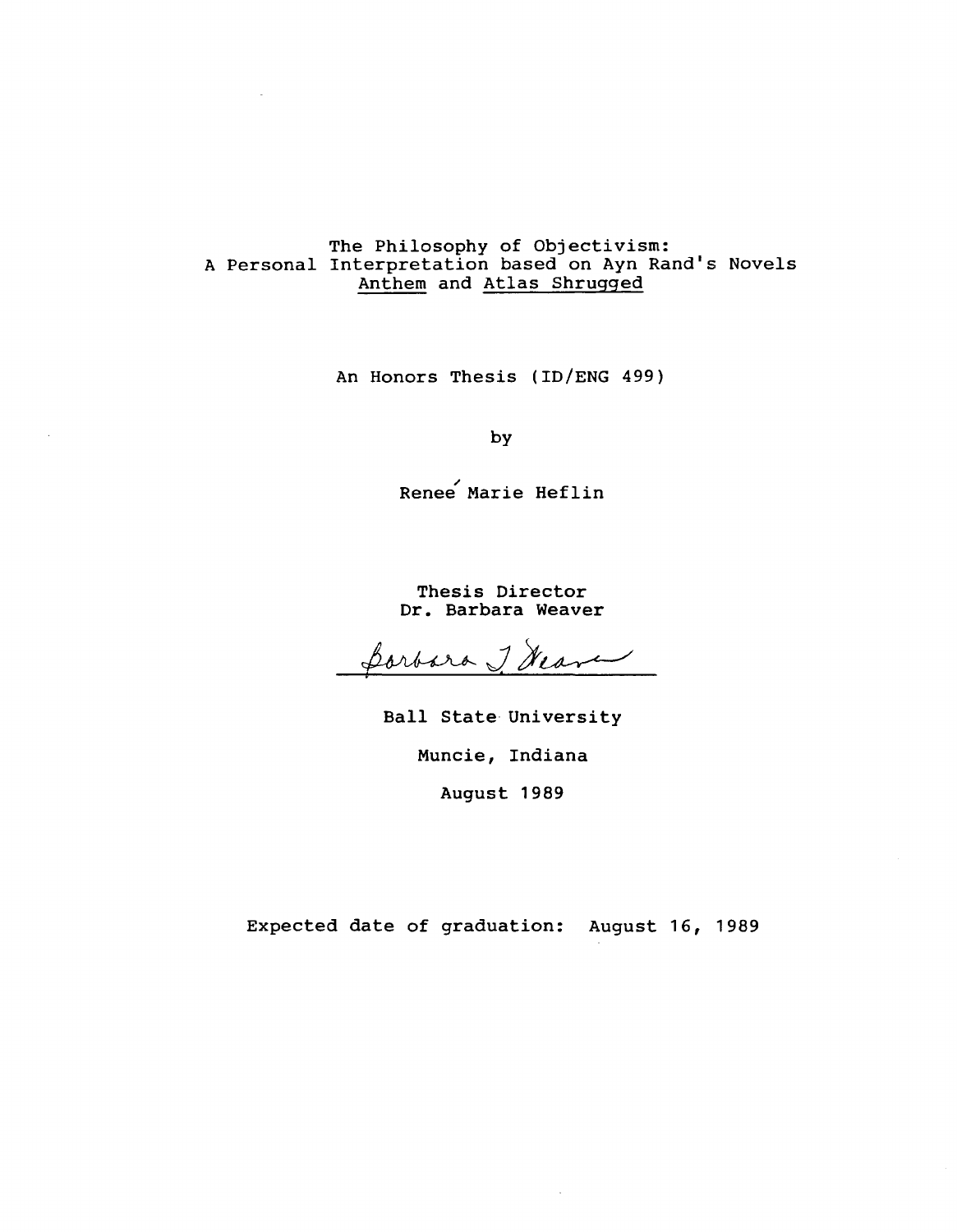# The Philosophy of Objectivism: A Personal Interpretation based on Ayn Rand's Novels *Anthem* and *Atlas Shrugged*

An Honors Thesis (ID/ENG 499)

by

Reneé Marie Heflin

Thesis Director
Dr. Barbara Weaver

Barbara J. Weaver

Ball State University

Muncie, Indiana

August 1989

Expected date of graduation: August 16, 1989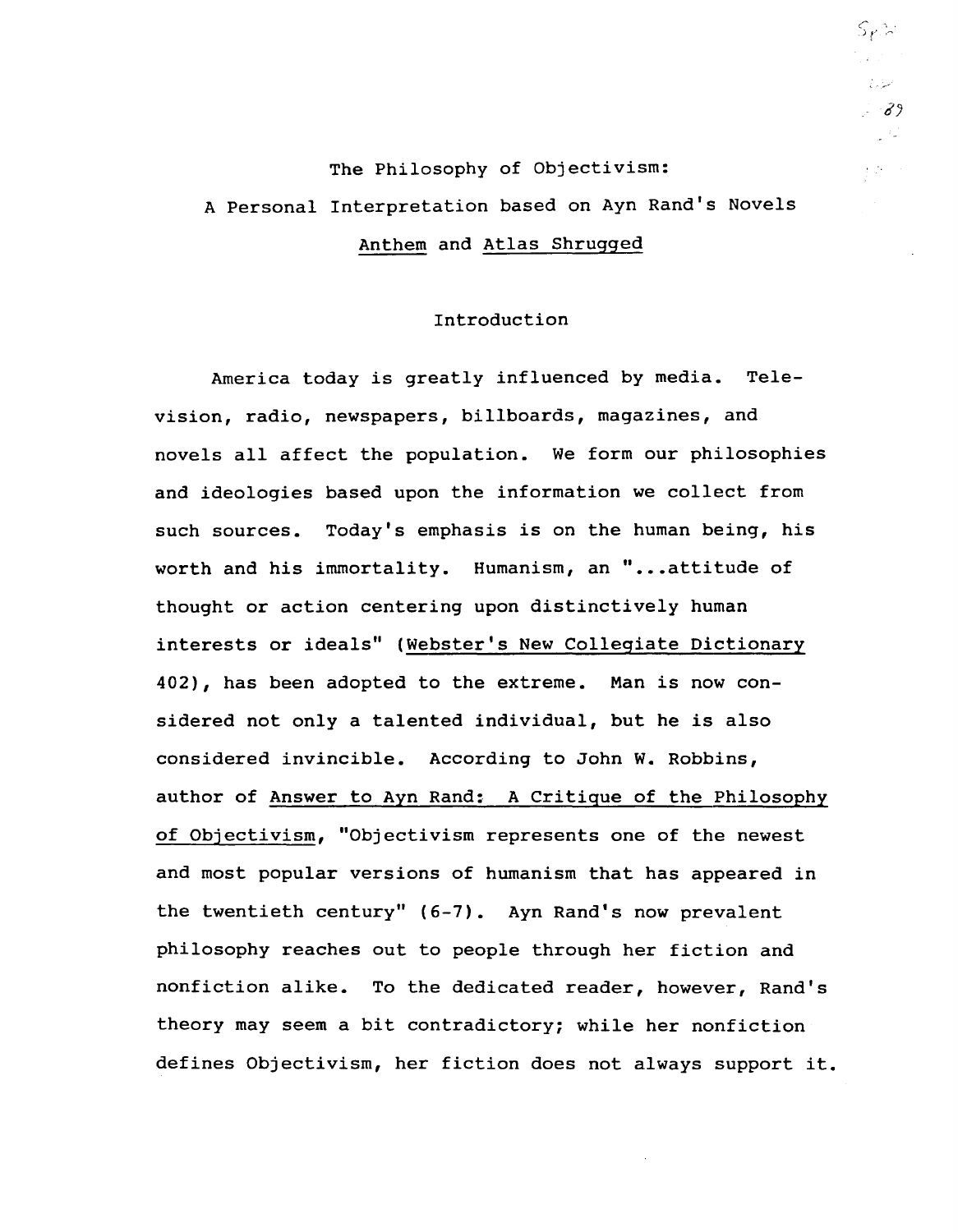# The Philosophy of Objectivism:

## A Personal Interpretation based on Ayn Rand's Novels *Anthem* and *Atlas Shrugged*

### Introduction

America today is greatly influenced by media. Television, radio, newspapers, billboards, magazines, and novels all affect the population. We form our philosophies and ideologies based upon the information we collect from such sources. Today's emphasis is on the human being, his worth and his immortality. Humanism, an "...attitude of thought or action centering upon distinctively human interests or ideals" (*Webster's New Collegiate Dictionary* 402), has been adopted to the extreme. Man is now considered not only a talented individual, but he is also considered invincible. According to John W. Robbins, author of *Answer to Ayn Rand: A Critique of the Philosophy of Objectivism*, "Objectivism represents one of the newest and most popular versions of humanism that has appeared in the twentieth century" (6-7). Ayn Rand's now prevalent philosophy reaches out to people through her fiction and nonfiction alike. To the dedicated reader, however, Rand's theory may seem a bit contradictory; while her nonfiction defines Objectivism, her fiction does not always support it.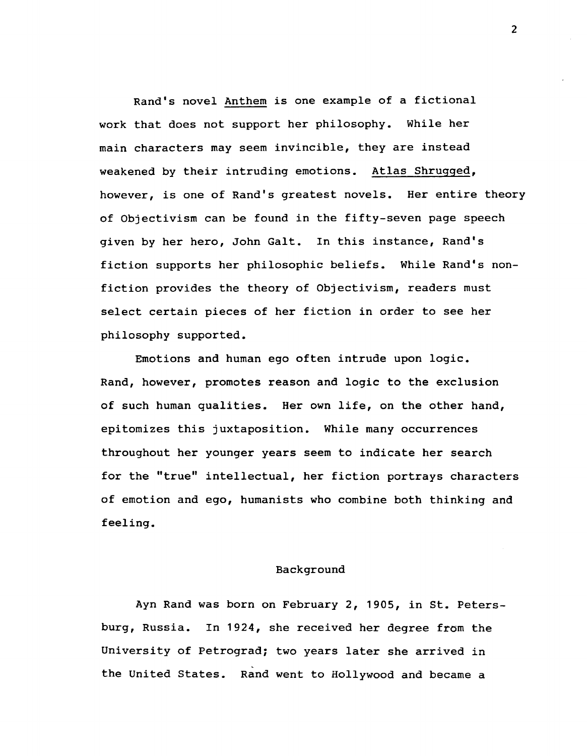Rand's novel *Anthem* is one example of a fictional work that does not support her philosophy. While her main characters may seem invincible, they are instead weakened by their intruding emotions. *Atlas Shrugged*, however, is one of Rand's greatest novels. Her entire theory of Objectivism can be found in the fifty-seven page speech given by her hero, John Galt. In this instance, Rand's fiction supports her philosophic beliefs. While Rand's non-fiction provides the theory of Objectivism, readers must select certain pieces of her fiction in order to see her philosophy supported.

Emotions and human ego often intrude upon logic. Rand, however, promotes reason and logic to the exclusion of such human qualities. Her own life, on the other hand, epitomizes this juxtaposition. While many occurrences throughout her younger years seem to indicate her search for the "true" intellectual, her fiction portrays characters of emotion and ego, humanists who combine both thinking and feeling.

## Background

Ayn Rand was born on February 2, 1905, in St. Petersburg, Russia. In 1924, she received her degree from the University of Petrograd; two years later she arrived in the United States. Rand went to Hollywood and became a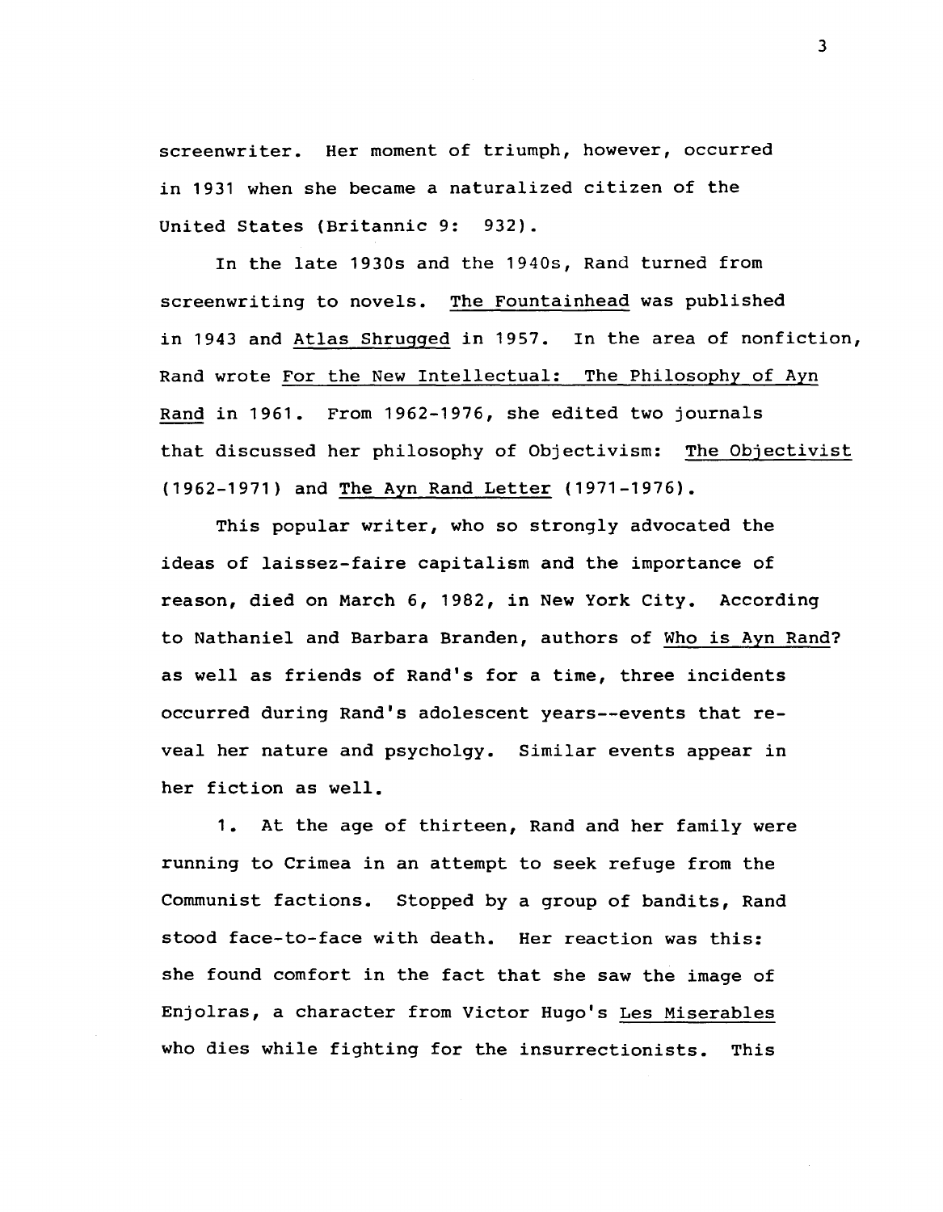screenwriter. Her moment of triumph, however, occurred in 1931 when she became a naturalized citizen of the United States (Britannic 9: 932).

In the late 1930s and the 1940s, Rand turned from screenwriting to novels. The Fountainhead was published in 1943 and Atlas Shrugged in 1957. In the area of nonfiction, Rand wrote For the New Intellectual: The Philosophy of Ayn Rand in 1961. From 1962-1976, she edited two journals that discussed her philosophy of Objectivism: The Objectivist (1962-1971) and The Ayn Rand Letter (1971-1976).

This popular writer, who so strongly advocated the ideas of laissez-faire capitalism and the importance of reason, died on March 6, 1982, in New York City. According to Nathaniel and Barbara Branden, authors of Who is Ayn Rand? as well as friends of Rand's for a time, three incidents occurred during Rand's adolescent years--events that reveal her nature and psycholgy. Similar events appear in her fiction as well.

1. At the age of thirteen, Rand and her family were running to Crimea in an attempt to seek refuge from the Communist factions. Stopped by a group of bandits, Rand stood face-to-face with death. Her reaction was this: she found comfort in the fact that she saw the image of Enjolras, a character from Victor Hugo's Les Miserables who dies while fighting for the insurrectionists. This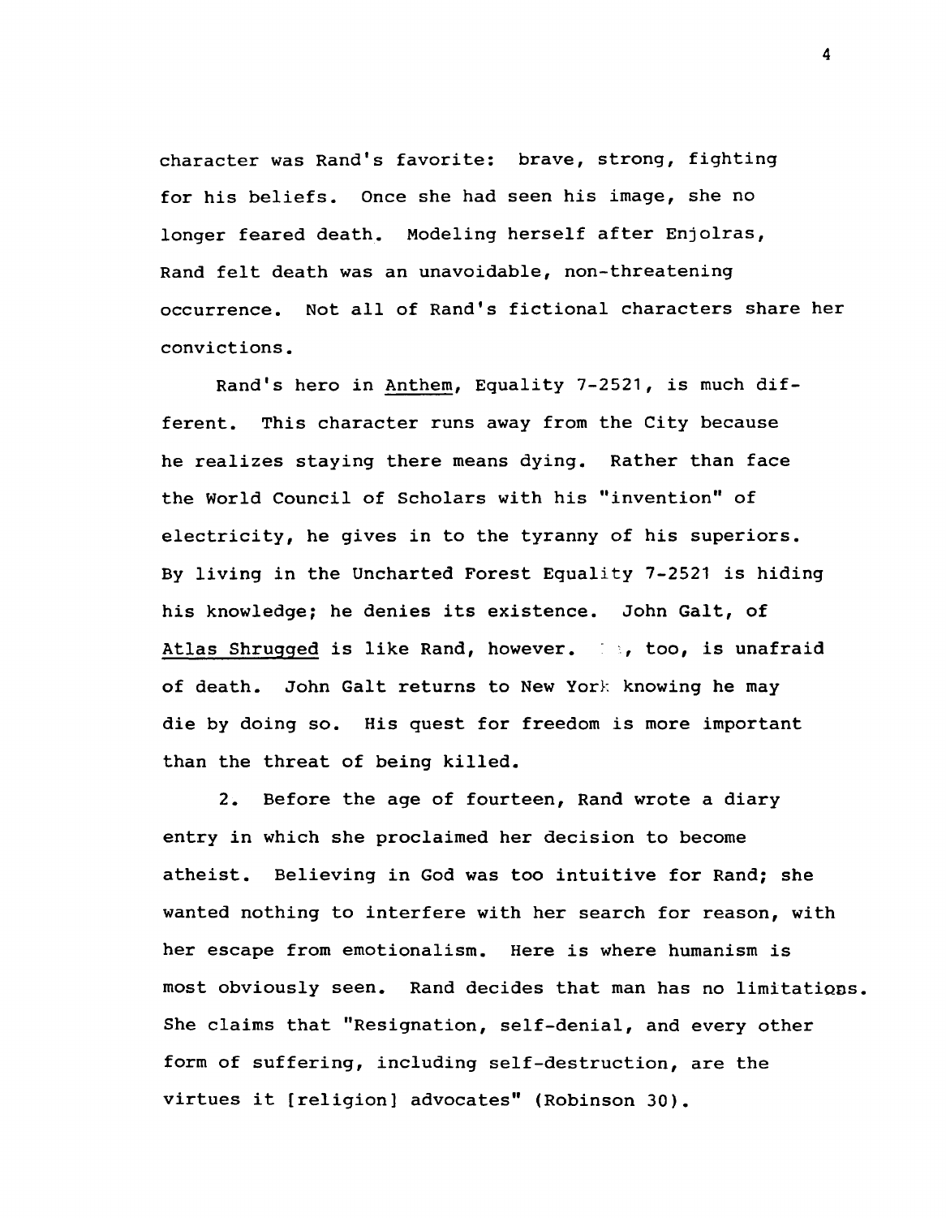character was Rand's favorite: brave, strong, fighting for his beliefs. Once she had seen his image, she no longer feared death. Modeling herself after Enjolras, Rand felt death was an unavoidable, non-threatening occurrence. Not all of Rand's fictional characters share her convictions.

Rand's hero in Anthem, Equality 7-2521, is much different. This character runs away from the City because he realizes staying there means dying. Rather than face the World Council of Scholars with his "invention" of electricity, he gives in to the tyranny of his superiors. By living in the Uncharted Forest Equality 7-2521 is hiding his knowledge; he denies its existence. John Galt, of Atlas Shrugged is like Rand, however. He, too, is unafraid of death. John Galt returns to New York knowing he may die by doing so. His quest for freedom is more important than the threat of being killed.

2. Before the age of fourteen, Rand wrote a diary entry in which she proclaimed her decision to become atheist. Believing in God was too intuitive for Rand; she wanted nothing to interfere with her search for reason, with her escape from emotionalism. Here is where humanism is most obviously seen. Rand decides that man has no limitations. She claims that "Resignation, self-denial, and every other form of suffering, including self-destruction, are the virtues it [religion] advocates" (Robinson 30).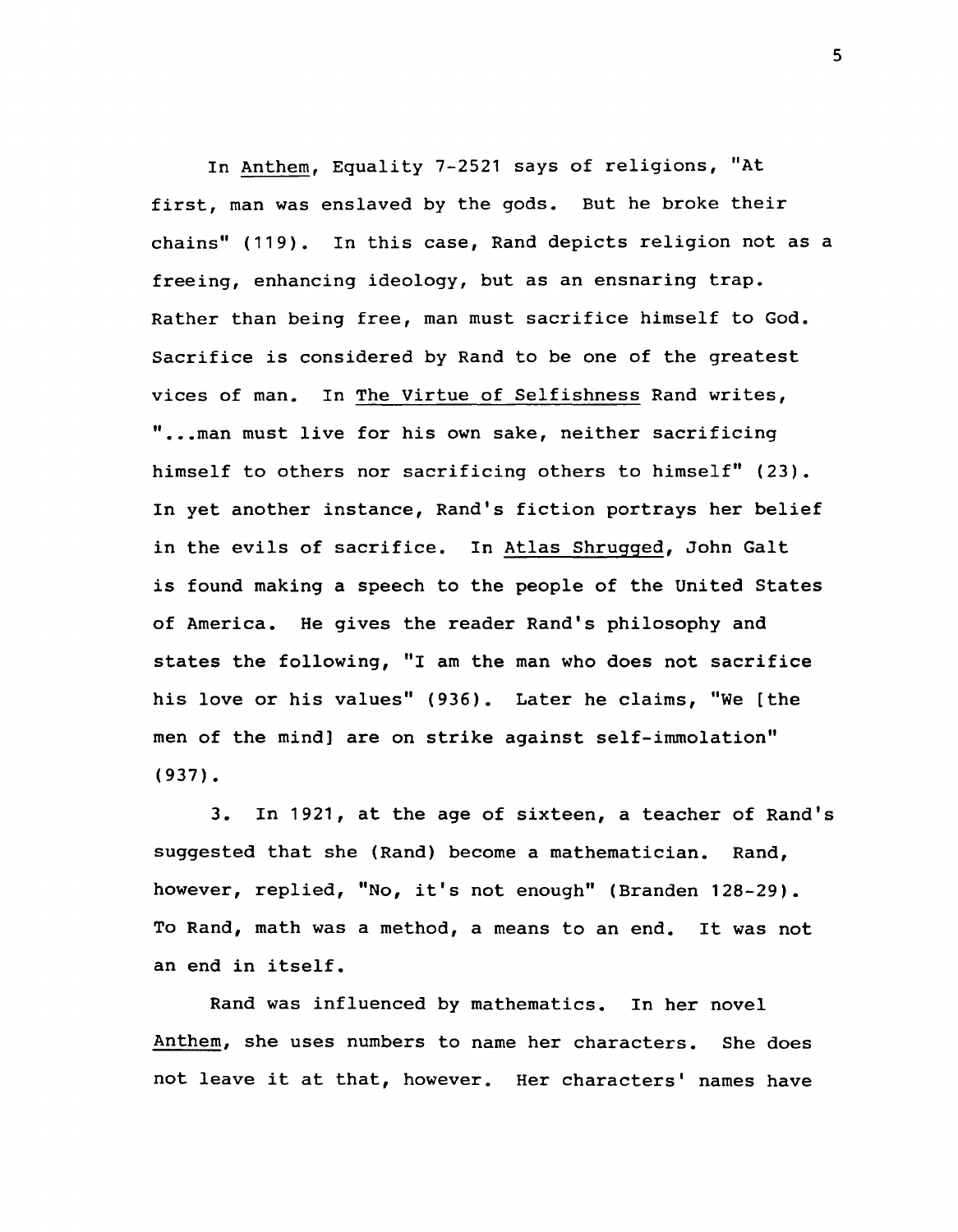In Anthem, Equality 7-2521 says of religions, "At first, man was enslaved by the gods. But he broke their chains" (119). In this case, Rand depicts religion not as a freeing, enhancing ideology, but as an ensnaring trap. Rather than being free, man must sacrifice himself to God. Sacrifice is considered by Rand to be one of the greatest vices of man. In The Virtue of Selfishness Rand writes, "...man must live for his own sake, neither sacrificing himself to others nor sacrificing others to himself" (23). In yet another instance, Rand's fiction portrays her belief in the evils of sacrifice. In Atlas Shrugged, John Galt is found making a speech to the people of the United States of America. He gives the reader Rand's philosophy and states the following, "I am the man who does not sacrifice his love or his values" (936). Later he claims, "We [the men of the mind] are on strike against self-immolation" (937).

3. In 1921, at the age of sixteen, a teacher of Rand's suggested that she (Rand) become a mathematician. Rand, however, replied, "No, it's not enough" (Branden 128-29). To Rand, math was a method, a means to an end. It was not an end in itself.

Rand was influenced by mathematics. In her novel Anthem, she uses numbers to name her characters. She does not leave it at that, however. Her characters' names have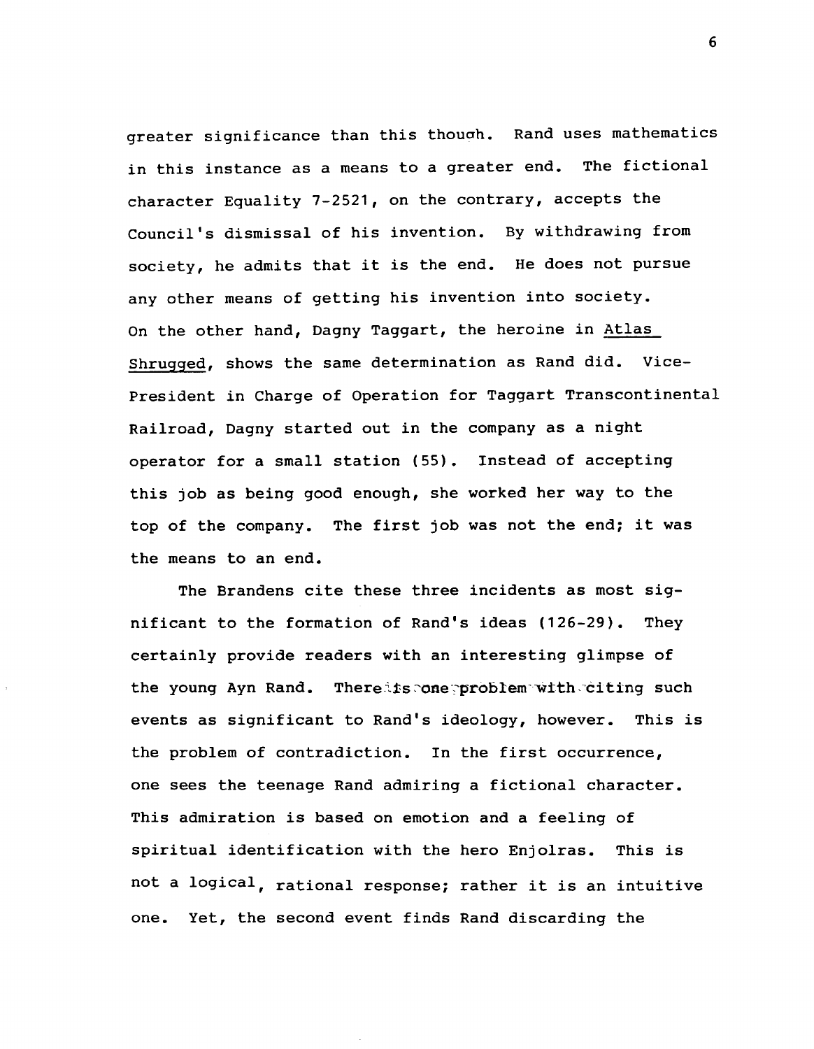greater significance than this thouqh. Rand uses mathematics in this instance as a means to a greater end. The fictional character Equality 7-2521, on the contrary, accepts the Council's dismissal of his invention. By withdrawing from society, he admits that it is the end. He does not pursue any other means of getting his invention into society. On the other hand, Dagny Taggart, the heroine in Atlas Shrugged, shows the same determination as Rand did. Vice-President in Charge of Operation for Taggart Transcontinental Railroad, Dagny started out in the company as a night operator for a small station (55). Instead of accepting this job as being good enough, she worked her way to the top of the company. The first job was not the end; it was the means to an end.

The Brandens cite these three incidents as most significant to the formation of Rand's ideas (126-29). They certainly provide readers with an interesting glimpse of the young Ayn Rand. There is one problem with citing such events as significant to Rand's ideology, however. This is the problem of contradiction. In the first occurrence, one sees the teenage Rand admiring a fictional character. This admiration is based on emotion and a feeling of spiritual identification with the hero Enjolras. This is not a logical, rational response; rather it is an intuitive one. Yet, the second event finds Rand discarding the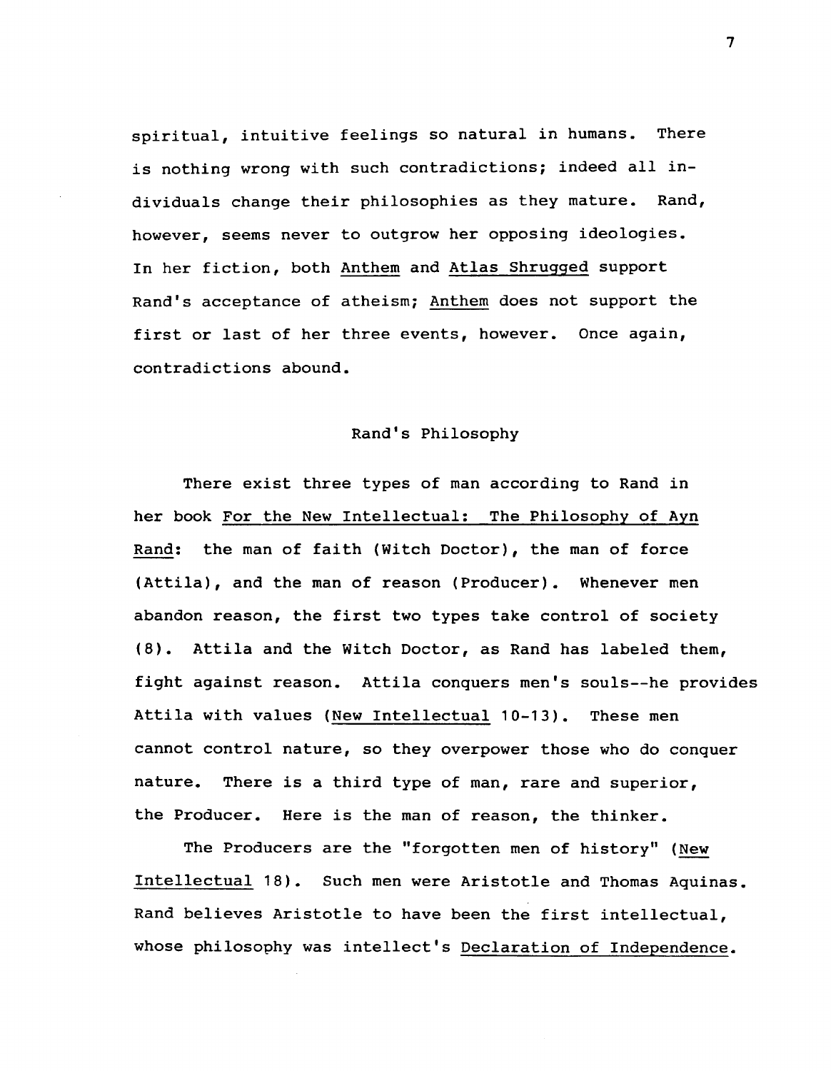spiritual, intuitive feelings so natural in humans. There is nothing wrong with such contradictions; indeed all individuals change their philosophies as they mature. Rand, however, seems never to outgrow her opposing ideologies. In her fiction, both Anthem and Atlas Shrugged support Rand's acceptance of atheism; Anthem does not support the first or last of her three events, however. Once again, contradictions abound.

## Rand's Philosophy

There exist three types of man according to Rand in her book For the New Intellectual: The Philosophy of Ayn Rand: the man of faith (Witch Doctor), the man of force (Attila), and the man of reason (Producer). Whenever men abandon reason, the first two types take control of society (8). Attila and the Witch Doctor, as Rand has labeled them, fight against reason. Attila conquers men's souls--he provides Attila with values (New Intellectual 10-13). These men cannot control nature, so they overpower those who do conquer nature. There is a third type of man, rare and superior, the Producer. Here is the man of reason, the thinker.

The Producers are the "forgotten men of history" (New Intellectual 18). Such men were Aristotle and Thomas Aquinas. Rand believes Aristotle to have been the first intellectual, whose philosophy was intellect's Declaration of Independence.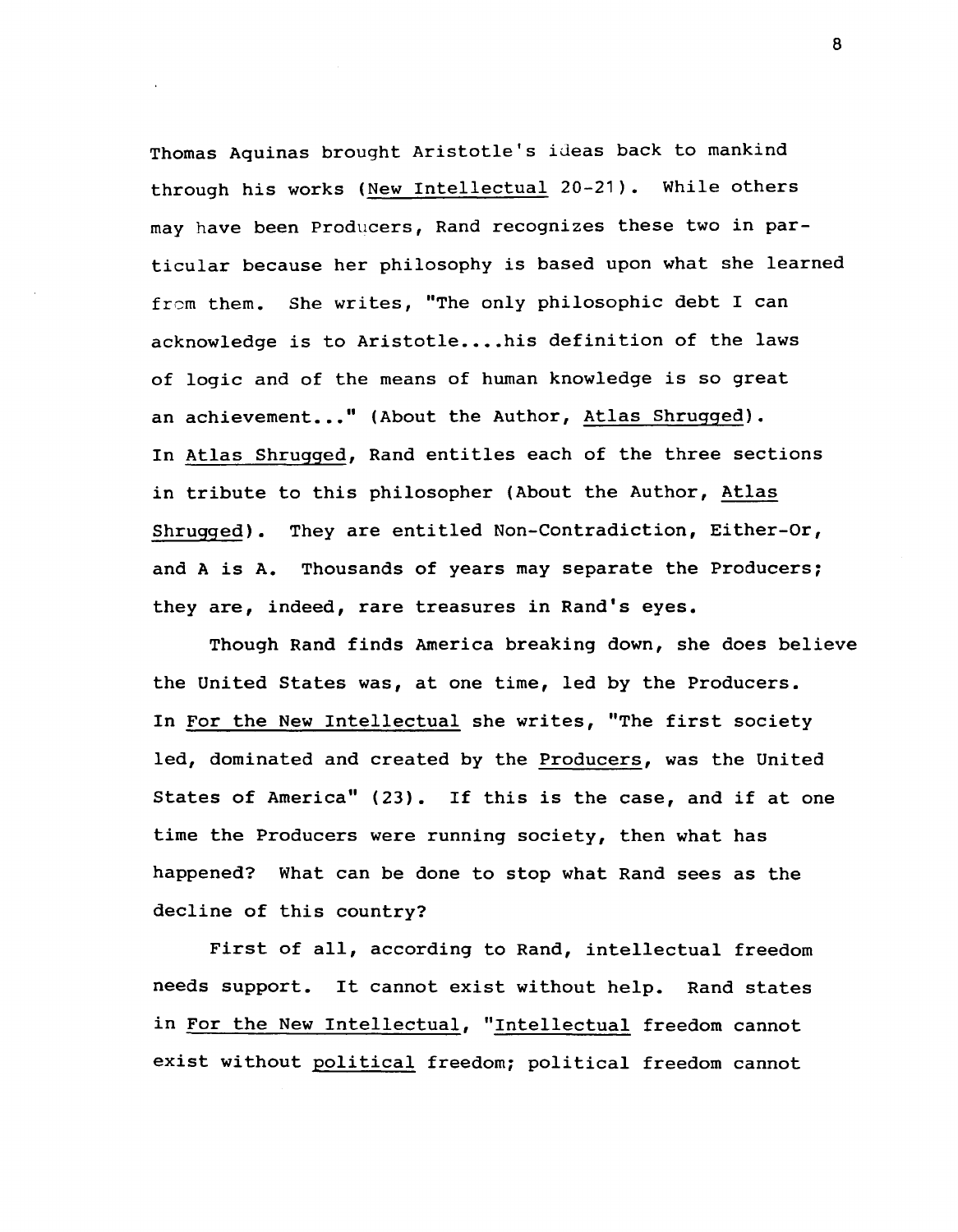Thomas Aquinas brought Aristotle's ideas back to mankind through his works (<u>New Intellectual</u> 20-21). While others may have been Producers, Rand recognizes these two in particular because her philosophy is based upon what she learned from them. She writes, "The only philosophic debt I can acknowledge is to Aristotle....his definition of the laws of logic and of the means of human knowledge is so great an achievement..." (About the Author, <u>Atlas Shrugged</u>). In <u>Atlas Shrugged</u>, Rand entitles each of the three sections in tribute to this philosopher (About the Author, <u>Atlas Shrugged</u>). They are entitled Non-Contradiction, Either-Or, and A is A. Thousands of years may separate the Producers; they are, indeed, rare treasures in Rand's eyes.

Though Rand finds America breaking down, she does believe the United States was, at one time, led by the Producers. In <u>For the New Intellectual</u> she writes, "The first society led, dominated and created by the <u>Producers</u>, was the United States of America" (23). If this is the case, and if at one time the Producers were running society, then what has happened? What can be done to stop what Rand sees as the decline of this country?

First of all, according to Rand, intellectual freedom needs support. It cannot exist without help. Rand states in <u>For the New Intellectual</u>, "<u>Intellectual</u> freedom cannot exist without <u>political</u> freedom; political freedom cannot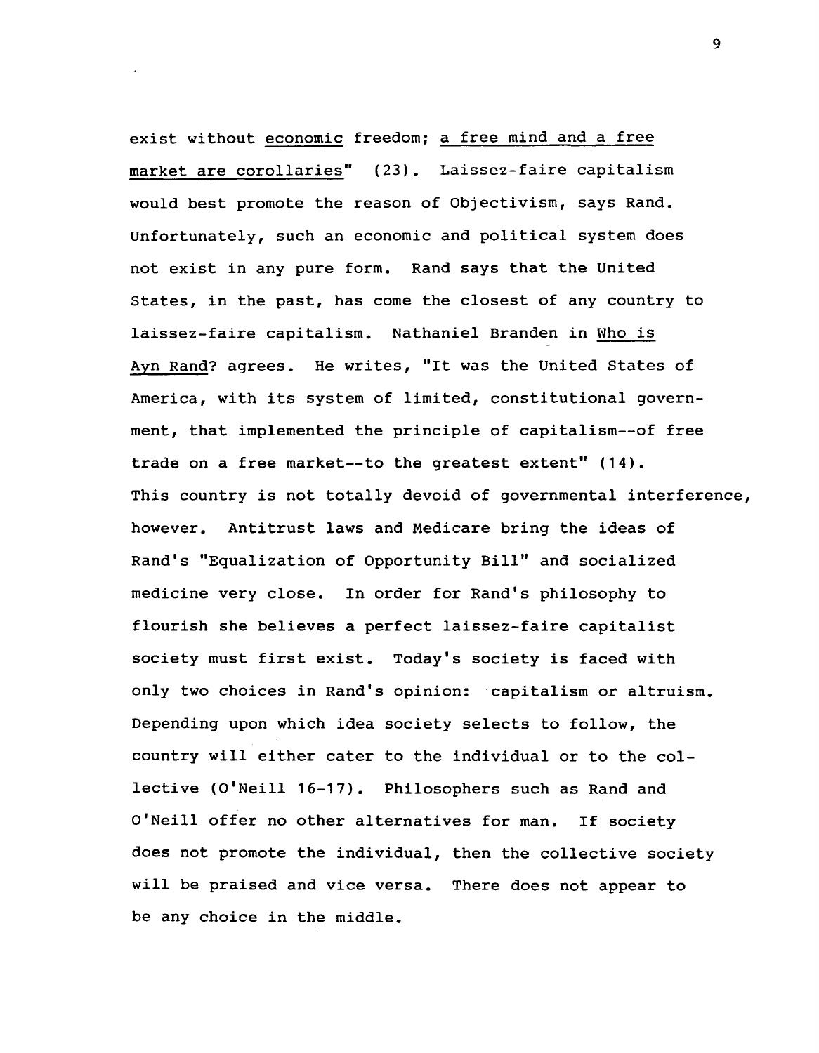exist without <u>economic</u> freedom; <u>a free mind and a free market are corollaries</u>" (23). Laissez-faire capitalism would best promote the reason of Objectivism, says Rand. Unfortunately, such an economic and political system does not exist in any pure form. Rand says that the United States, in the past, has come the closest of any country to laissez-faire capitalism. Nathaniel Branden in <u>Who is Ayn Rand?</u> agrees. He writes, "It was the United States of America, with its system of limited, constitutional government, that implemented the principle of capitalism--of free trade on a free market--to the greatest extent" (14). This country is not totally devoid of governmental interference, however. Antitrust laws and Medicare bring the ideas of Rand's "Equalization of Opportunity Bill" and socialized medicine very close. In order for Rand's philosophy to flourish she believes a perfect laissez-faire capitalist society must first exist. Today's society is faced with only two choices in Rand's opinion: capitalism or altruism. Depending upon which idea society selects to follow, the country will either cater to the individual or to the collective (O'Neill 16-17). Philosophers such as Rand and O'Neill offer no other alternatives for man. If society does not promote the individual, then the collective society will be praised and vice versa. There does not appear to be any choice in the middle.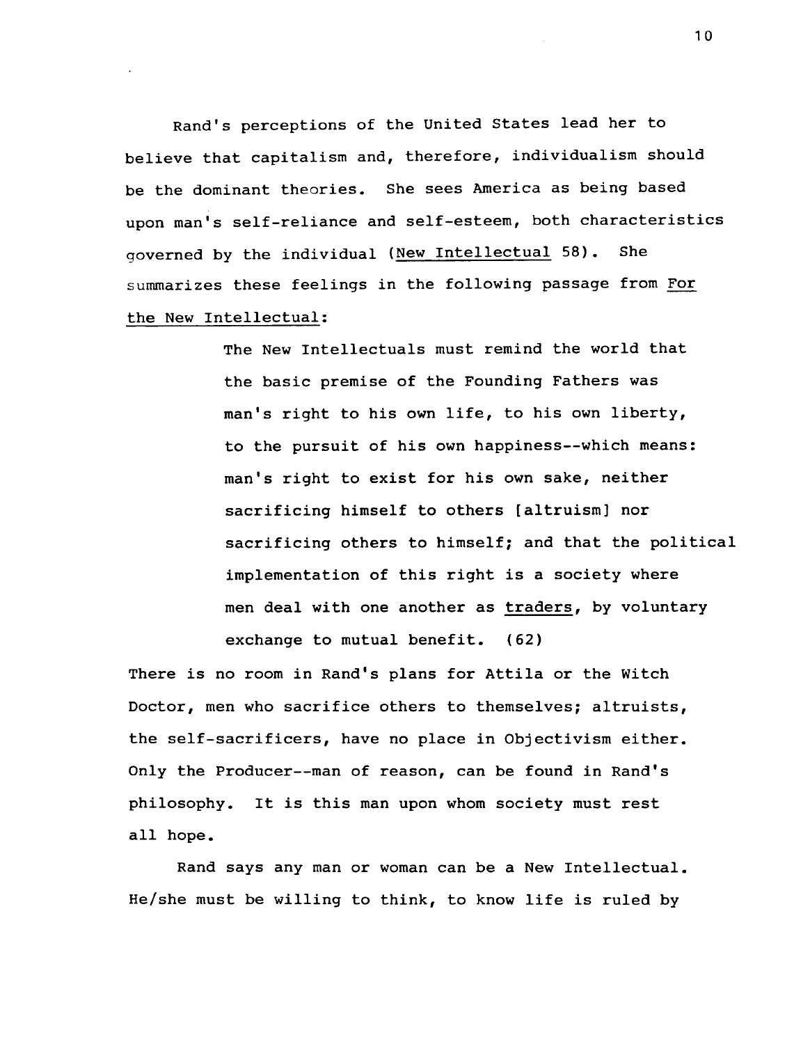Rand's perceptions of the United States lead her to believe that capitalism and, therefore, individualism should be the dominant theories. She sees America as being based upon man's self-reliance and self-esteem, both characteristics governed by the individual (<u>New Intellectual</u> 58). She summarizes these feelings in the following passage from <u>For the New Intellectual</u>:

> The New Intellectuals must remind the world that the basic premise of the Founding Fathers was man's right to his own life, to his own liberty, to the pursuit of his own happiness--which means: man's right to exist for his own sake, neither sacrificing himself to others [altruism] nor sacrificing others to himself; and that the political implementation of this right is a society where men deal with one another as <u>traders</u>, by voluntary exchange to mutual benefit. (62)

There is no room in Rand's plans for Attila or the Witch Doctor, men who sacrifice others to themselves; altruists, the self-sacrificers, have no place in Objectivism either. Only the Producer--man of reason, can be found in Rand's philosophy. It is this man upon whom society must rest all hope.

Rand says any man or woman can be a New Intellectual. He/she must be willing to think, to know life is ruled by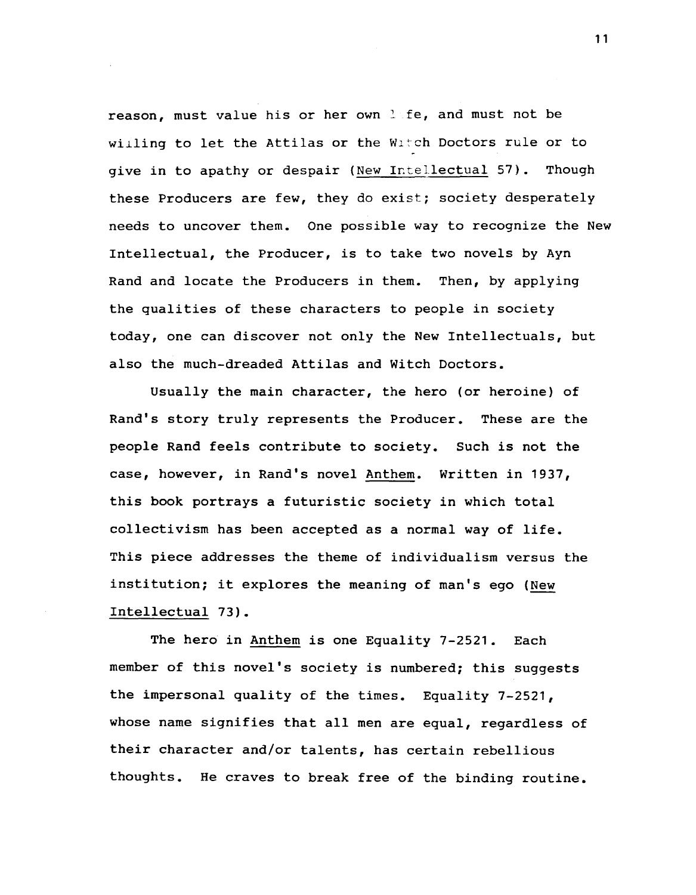reason, must value his or her own life, and must not be willing to let the Attilas or the Witch Doctors rule or to give in to apathy or despair (New Intellectual 57). Though these Producers are few, they do exist; society desperately needs to uncover them. One possible way to recognize the New Intellectual, the Producer, is to take two novels by Ayn Rand and locate the Producers in them. Then, by applying the qualities of these characters to people in society today, one can discover not only the New Intellectuals, but also the much-dreaded Attilas and Witch Doctors.

Usually the main character, the hero (or heroine) of Rand's story truly represents the Producer. These are the people Rand feels contribute to society. Such is not the case, however, in Rand's novel Anthem. Written in 1937, this book portrays a futuristic society in which total collectivism has been accepted as a normal way of life. This piece addresses the theme of individualism versus the institution; it explores the meaning of man's ego (New Intellectual 73).

The hero in Anthem is one Equality 7-2521. Each member of this novel's society is numbered; this suggests the impersonal quality of the times. Equality 7-2521, whose name signifies that all men are equal, regardless of their character and/or talents, has certain rebellious thoughts. He craves to break free of the binding routine.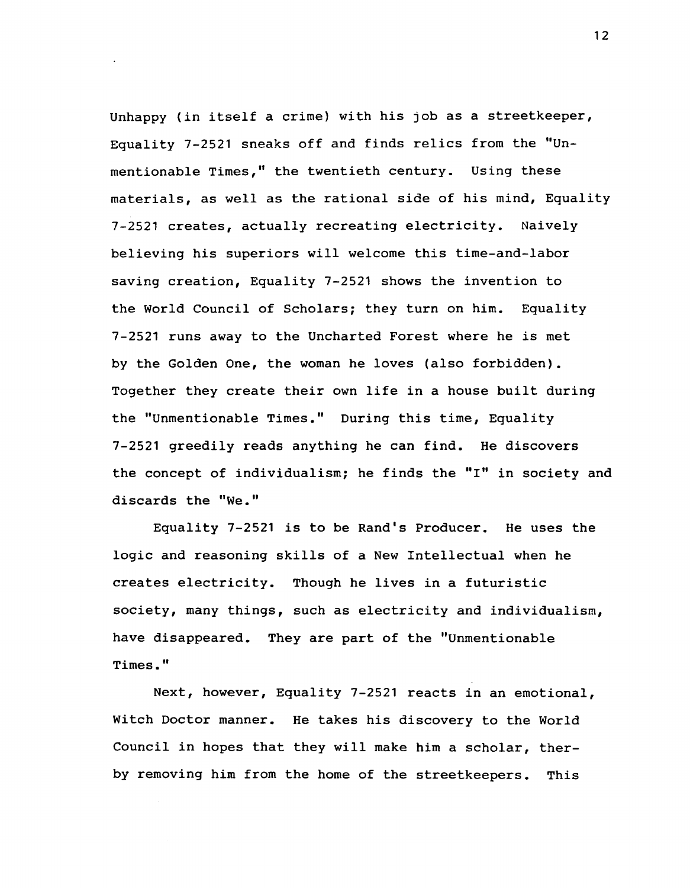Unhappy (in itself a crime) with his job as a streetkeeper, Equality 7-2521 sneaks off and finds relics from the "Unmentionable Times," the twentieth century. Using these materials, as well as the rational side of his mind, Equality 7-2521 creates, actually recreating electricity. Naively believing his superiors will welcome this time-and-labor saving creation, Equality 7-2521 shows the invention to the World Council of Scholars; they turn on him. Equality 7-2521 runs away to the Uncharted Forest where he is met by the Golden One, the woman he loves (also forbidden). Together they create their own life in a house built during the "Unmentionable Times." During this time, Equality 7-2521 greedily reads anything he can find. He discovers the concept of individualism; he finds the "I" in society and discards the "We."

Equality 7-2521 is to be Rand's Producer. He uses the logic and reasoning skills of a New Intellectual when he creates electricity. Though he lives in a futuristic society, many things, such as electricity and individualism, have disappeared. They are part of the "Unmentionable Times."

Next, however, Equality 7-2521 reacts in an emotional, Witch Doctor manner. He takes his discovery to the World Council in hopes that they will make him a scholar, therby removing him from the home of the streetkeepers. This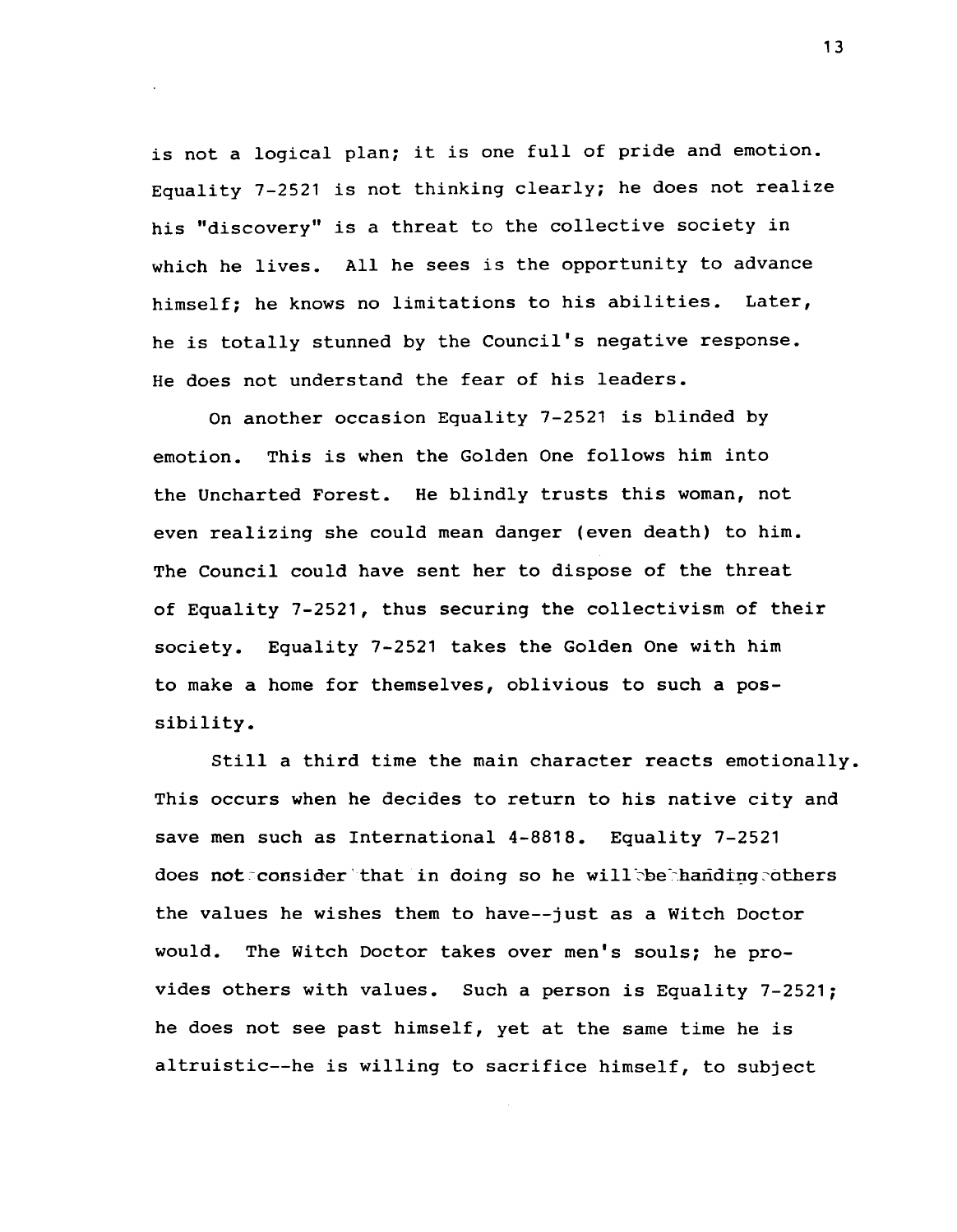is not a logical plan; it is one full of pride and emotion. Equality 7-2521 is not thinking clearly; he does not realize his "discovery" is a threat to the collective society in which he lives. All he sees is the opportunity to advance himself; he knows no limitations to his abilities. Later, he is totally stunned by the Council's negative response. He does not understand the fear of his leaders.

On another occasion Equality 7-2521 is blinded by emotion. This is when the Golden One follows him into the Uncharted Forest. He blindly trusts this woman, not even realizing she could mean danger (even death) to him. The Council could have sent her to dispose of the threat of Equality 7-2521, thus securing the collectivism of their society. Equality 7-2521 takes the Golden One with him to make a home for themselves, oblivious to such a possibility.

Still a third time the main character reacts emotionally. This occurs when he decides to return to his native city and save men such as International 4-8818. Equality 7-2521 does not consider that in doing so he will be handing others the values he wishes them to have--just as a Witch Doctor would. The Witch Doctor takes over men's souls; he provides others with values. Such a person is Equality 7-2521; he does not see past himself, yet at the same time he is altruistic--he is willing to sacrifice himself, to subject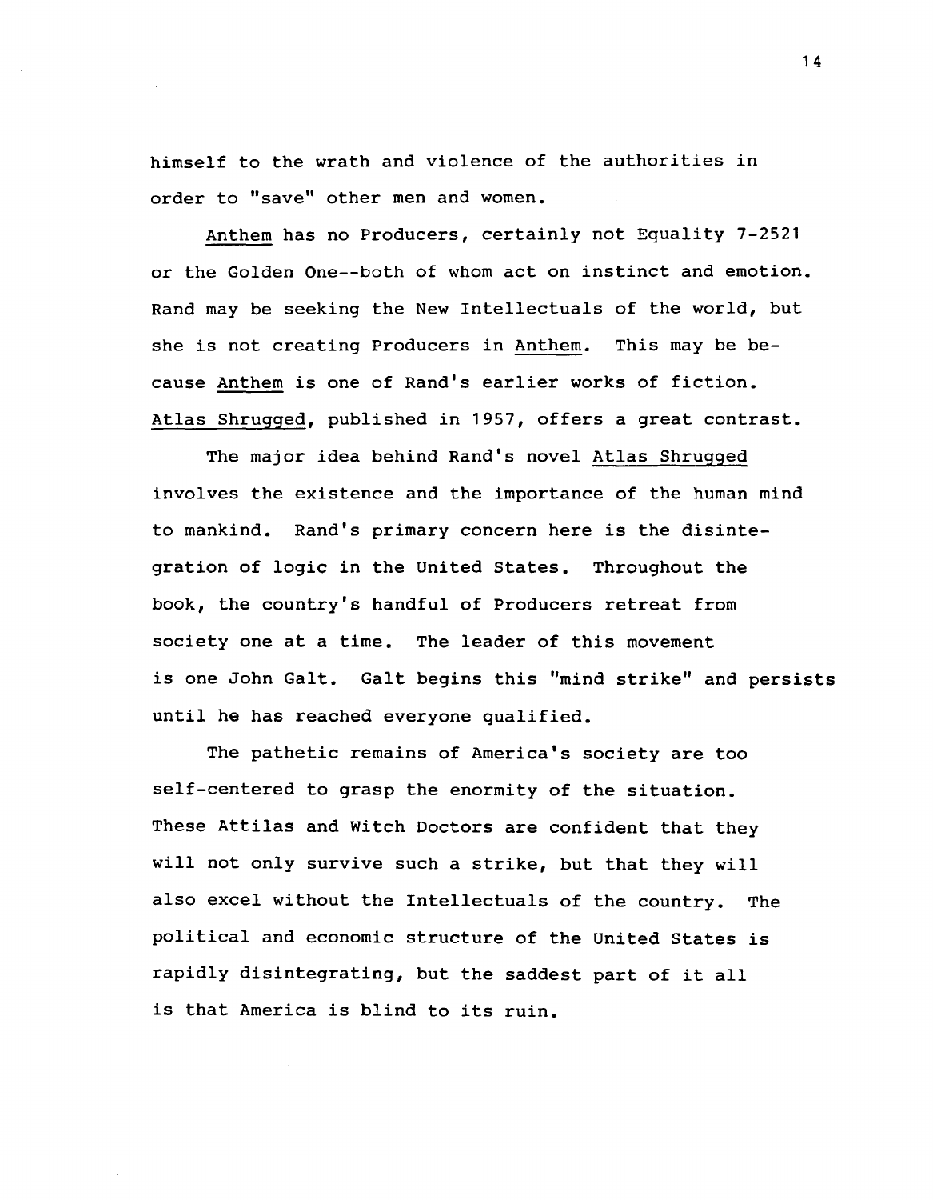himself to the wrath and violence of the authorities in order to "save" other men and women.

Anthem has no Producers, certainly not Equality 7-2521 or the Golden One--both of whom act on instinct and emotion. Rand may be seeking the New Intellectuals of the world, but she is not creating Producers in Anthem. This may be because Anthem is one of Rand's earlier works of fiction. Atlas Shrugged, published in 1957, offers a great contrast.

The major idea behind Rand's novel Atlas Shrugged involves the existence and the importance of the human mind to mankind. Rand's primary concern here is the disintegration of logic in the United States. Throughout the book, the country's handful of Producers retreat from society one at a time. The leader of this movement is one John Galt. Galt begins this "mind strike" and persists until he has reached everyone qualified.

The pathetic remains of America's society are too self-centered to grasp the enormity of the situation. These Attilas and Witch Doctors are confident that they will not only survive such a strike, but that they will also excel without the Intellectuals of the country. The political and economic structure of the United States is rapidly disintegrating, but the saddest part of it all is that America is blind to its ruin.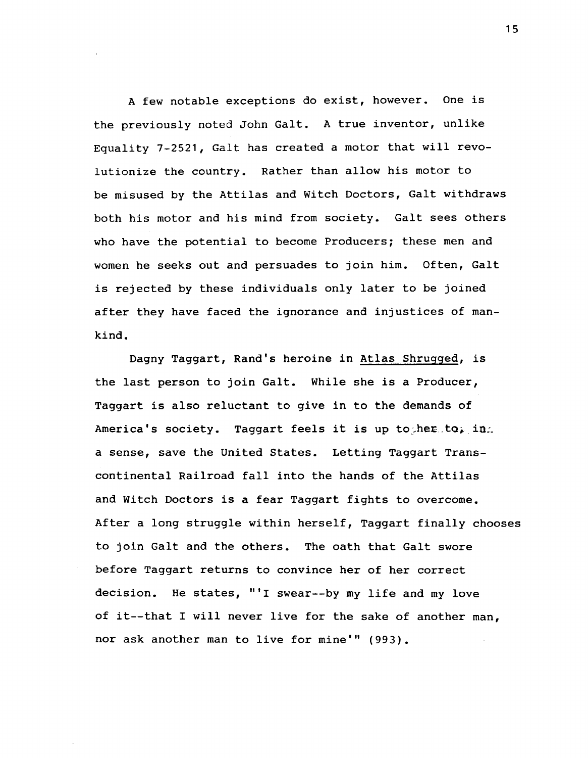A few notable exceptions do exist, however. One is the previously noted John Galt. A true inventor, unlike Equality 7-2521, Galt has created a motor that will revolutionize the country. Rather than allow his motor to be misused by the Attilas and Witch Doctors, Galt withdraws both his motor and his mind from society. Galt sees others who have the potential to become Producers; these men and women he seeks out and persuades to join him. Often, Galt is rejected by these individuals only later to be joined after they have faced the ignorance and injustices of mankind.

Dagny Taggart, Rand's heroine in Atlas Shrugged, is the last person to join Galt. While she is a Producer, Taggart is also reluctant to give in to the demands of America's society. Taggart feels it is up to her to, in a sense, save the United States. Letting Taggart Transcontinental Railroad fall into the hands of the Attilas and Witch Doctors is a fear Taggart fights to overcome. After a long struggle within herself, Taggart finally chooses to join Galt and the others. The oath that Galt swore before Taggart returns to convince her of her correct decision. He states, "'I swear--by my life and my love of it--that I will never live for the sake of another man, nor ask another man to live for mine'" (993).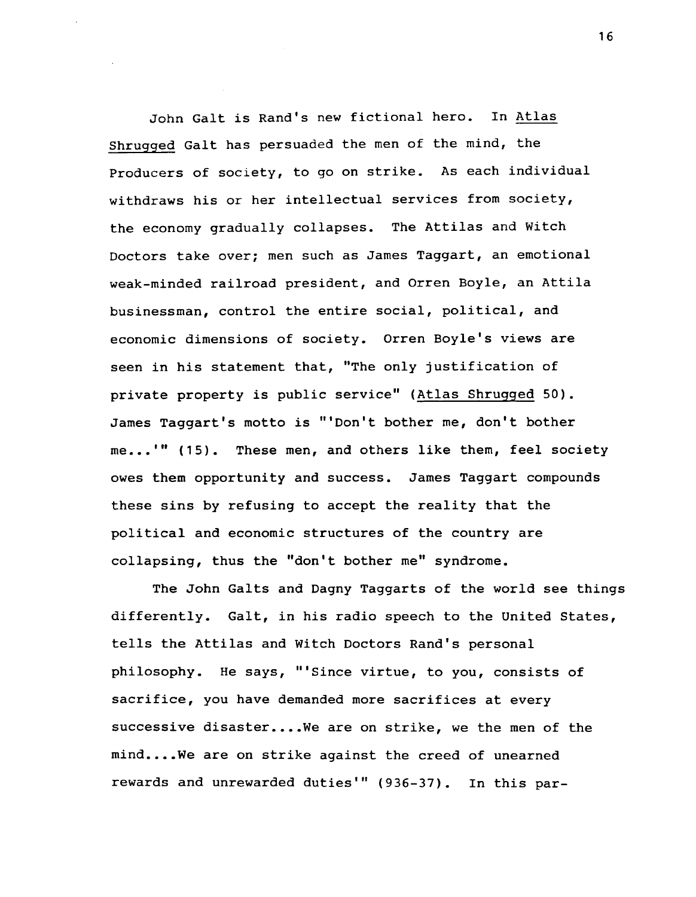John Galt is Rand's new fictional hero. In Atlas Shrugged Galt has persuaded the men of the mind, the Producers of society, to go on strike. As each individual withdraws his or her intellectual services from society, the economy gradually collapses. The Attilas and Witch Doctors take over; men such as James Taggart, an emotional weak-minded railroad president, and Orren Boyle, an Attila businessman, control the entire social, political, and economic dimensions of society. Orren Boyle's views are seen in his statement that, "The only justification of private property is public service" (Atlas Shrugged 50). James Taggart's motto is "'Don't bother me, don't bother me...'" (15). These men, and others like them, feel society owes them opportunity and success. James Taggart compounds these sins by refusing to accept the reality that the political and economic structures of the country are collapsing, thus the "don't bother me" syndrome.

The John Galts and Dagny Taggarts of the world see things differently. Galt, in his radio speech to the United States, tells the Attilas and Witch Doctors Rand's personal philosophy. He says, "'Since virtue, to you, consists of sacrifice, you have demanded more sacrifices at every successive disaster....We are on strike, we the men of the mind....We are on strike against the creed of unearned rewards and unrewarded duties'" (936-37). In this par-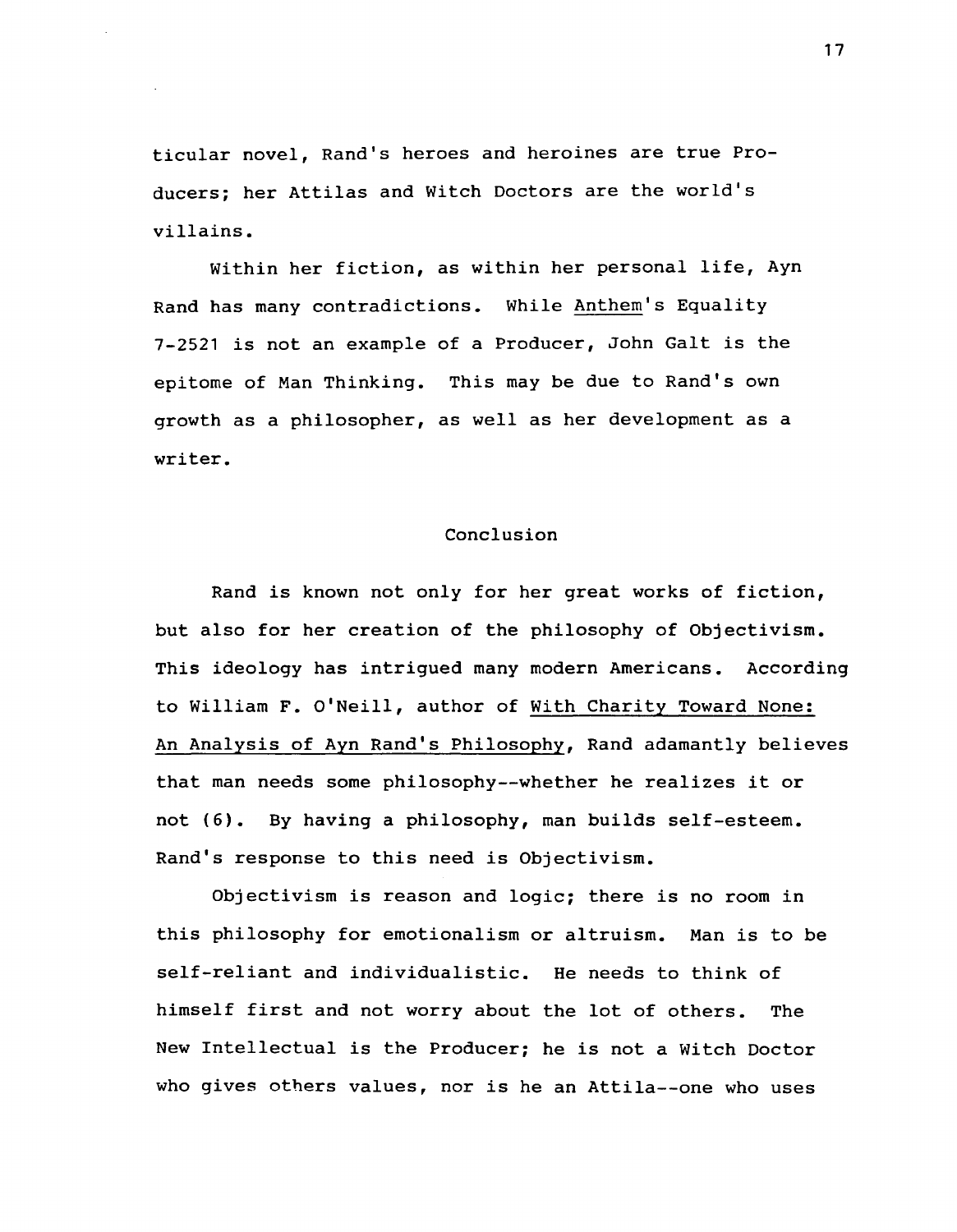ticular novel, Rand's heroes and heroines are true Producers; her Attilas and Witch Doctors are the world's villains.

Within her fiction, as within her personal life, Ayn Rand has many contradictions. While Anthem's Equality 7-2521 is not an example of a Producer, John Galt is the epitome of Man Thinking. This may be due to Rand's own growth as a philosopher, as well as her development as a writer.

## Conclusion

Rand is known not only for her great works of fiction, but also for her creation of the philosophy of Objectivism. This ideology has intrigued many modern Americans. According to William F. O'Neill, author of With Charity Toward None: An Analysis of Ayn Rand's Philosophy, Rand adamantly believes that man needs some philosophy--whether he realizes it or not (6). By having a philosophy, man builds self-esteem. Rand's response to this need is Objectivism.

Objectivism is reason and logic; there is no room in this philosophy for emotionalism or altruism. Man is to be self-reliant and individualistic. He needs to think of himself first and not worry about the lot of others. The New Intellectual is the Producer; he is not a Witch Doctor who gives others values, nor is he an Attila--one who uses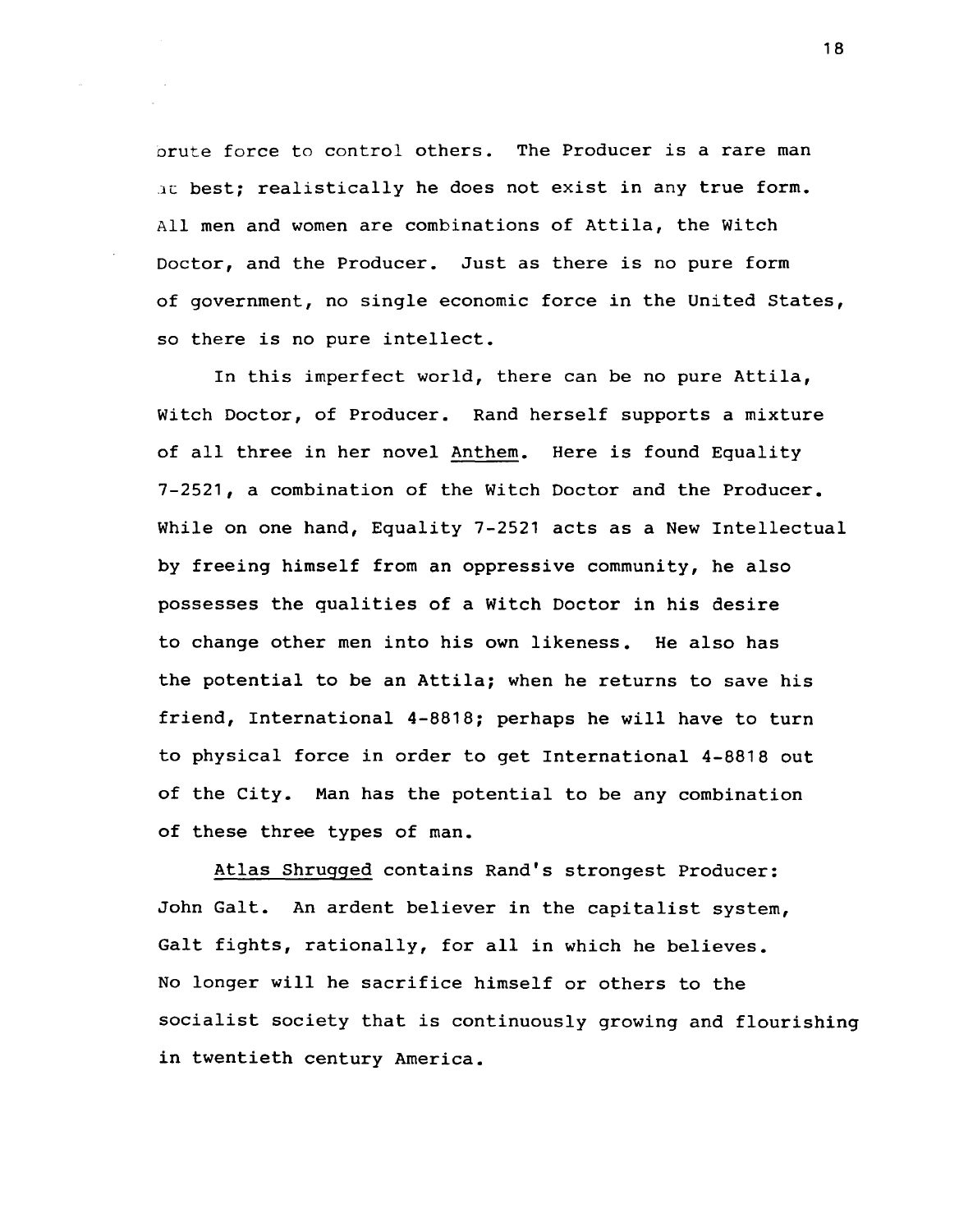brute force to control others. The Producer is a rare man at best; realistically he does not exist in any true form. All men and women are combinations of Attila, the Witch Doctor, and the Producer. Just as there is no pure form of government, no single economic force in the United States, so there is no pure intellect.

In this imperfect world, there can be no pure Attila, Witch Doctor, of Producer. Rand herself supports a mixture of all three in her novel Anthem. Here is found Equality 7-2521, a combination of the Witch Doctor and the Producer. While on one hand, Equality 7-2521 acts as a New Intellectual by freeing himself from an oppressive community, he also possesses the qualities of a Witch Doctor in his desire to change other men into his own likeness. He also has the potential to be an Attila; when he returns to save his friend, International 4-8818; perhaps he will have to turn to physical force in order to get International 4-8818 out of the City. Man has the potential to be any combination of these three types of man.

Atlas Shrugged contains Rand's strongest Producer: John Galt. An ardent believer in the capitalist system, Galt fights, rationally, for all in which he believes. No longer will he sacrifice himself or others to the socialist society that is continuously growing and flourishing in twentieth century America.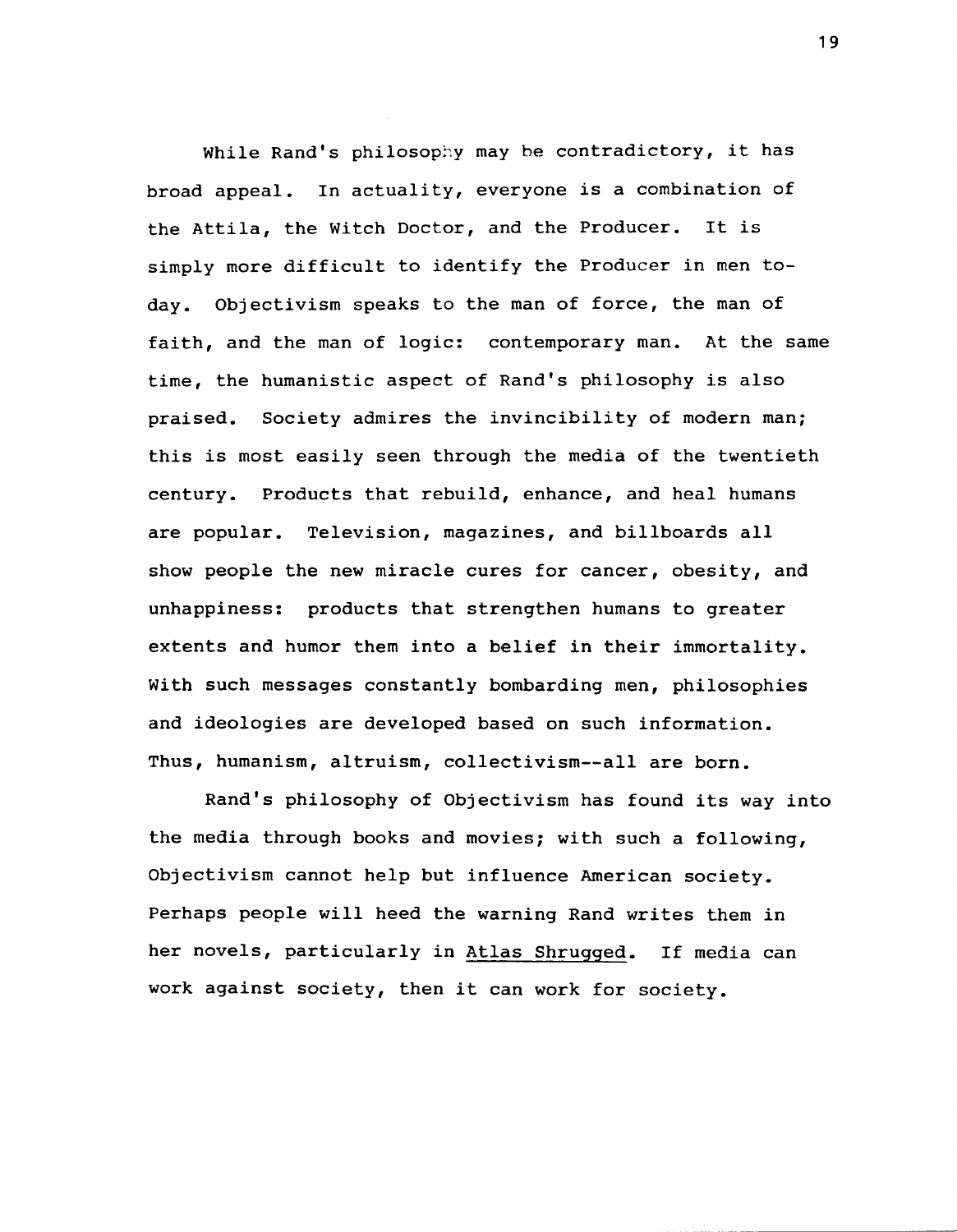While Rand's philosophy may be contradictory, it has broad appeal. In actuality, everyone is a combination of the Attila, the Witch Doctor, and the Producer. It is simply more difficult to identify the Producer in men today. Objectivism speaks to the man of force, the man of faith, and the man of logic: contemporary man. At the same time, the humanistic aspect of Rand's philosophy is also praised. Society admires the invincibility of modern man; this is most easily seen through the media of the twentieth century. Products that rebuild, enhance, and heal humans are popular. Television, magazines, and billboards all show people the new miracle cures for cancer, obesity, and unhappiness: products that strengthen humans to greater extents and humor them into a belief in their immortality. With such messages constantly bombarding men, philosophies and ideologies are developed based on such information. Thus, humanism, altruism, collectivism--all are born.

Rand's philosophy of Objectivism has found its way into the media through books and movies; with such a following, Objectivism cannot help but influence American society. Perhaps people will heed the warning Rand writes them in her novels, particularly in Atlas Shrugged. If media can work against society, then it can work for society.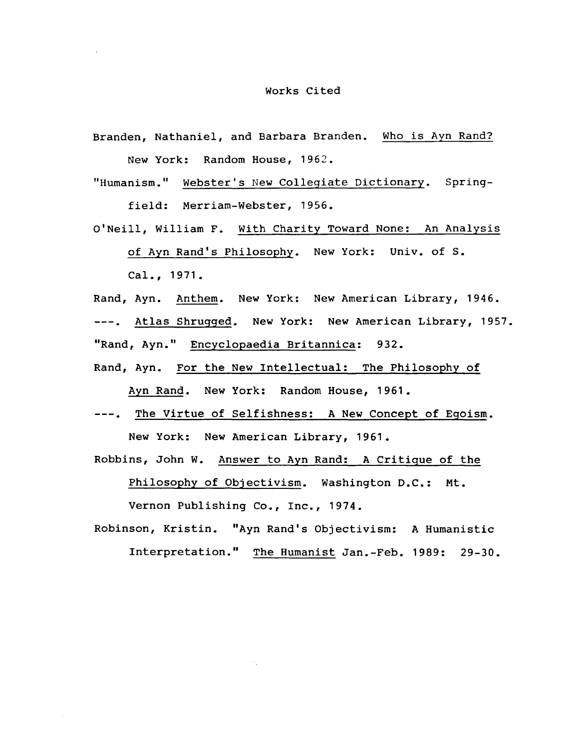# Works Cited

Branden, Nathaniel, and Barbara Branden. Who is Ayn Rand? New York: Random House, 1962.

"Humanism." Webster's New Collegiate Dictionary. Springfield: Merriam-Webster, 1956.

O'Neill, William F. With Charity Toward None: An Analysis of Ayn Rand's Philosophy. New York: Univ. of S. Cal., 1971.

Rand, Ayn. Anthem. New York: New American Library, 1946.

---. Atlas Shrugged. New York: New American Library, 1957.

"Rand, Ayn." Encyclopaedia Britannica: 932.

Rand, Ayn. For the New Intellectual: The Philosophy of Ayn Rand. New York: Random House, 1961.

---. The Virtue of Selfishness: A New Concept of Egoism. New York: New American Library, 1961.

Robbins, John W. Answer to Ayn Rand: A Critique of the Philosophy of Objectivism. Washington D.C.: Mt. Vernon Publishing Co., Inc., 1974.

Robinson, Kristin. "Ayn Rand's Objectivism: A Humanistic Interpretation." The Humanist Jan.-Feb. 1989: 29-30.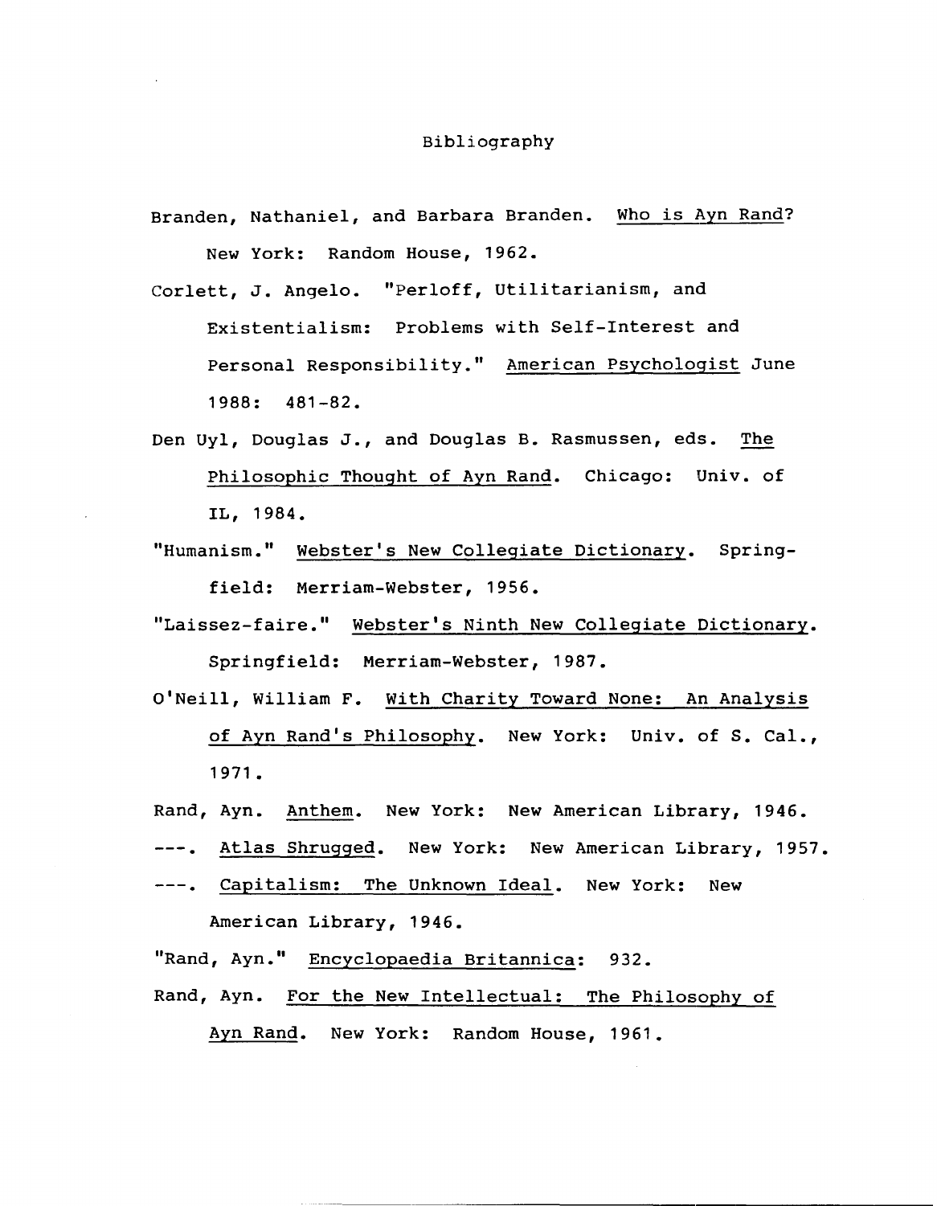# Bibliography

Branden, Nathaniel, and Barbara Branden. Who is Ayn Rand? New York: Random House, 1962.

Corlett, J. Angelo. "Perloff, Utilitarianism, and Existentialism: Problems with Self-Interest and Personal Responsibility." American Psychologist June 1988: 481-82.

Den Uyl, Douglas J., and Douglas B. Rasmussen, eds. The Philosophic Thought of Ayn Rand. Chicago: Univ. of IL, 1984.

"Humanism." Webster's New Collegiate Dictionary. Springfield: Merriam-Webster, 1956.

"Laissez-faire." Webster's Ninth New Collegiate Dictionary. Springfield: Merriam-Webster, 1987.

O'Neill, William F. With Charity Toward None: An Analysis of Ayn Rand's Philosophy. New York: Univ. of S. Cal., 1971.

Rand, Ayn. Anthem. New York: New American Library, 1946.

---. Atlas Shrugged. New York: New American Library, 1957.

---. Capitalism: The Unknown Ideal. New York: New American Library, 1946.

"Rand, Ayn." Encyclopaedia Britannica: 932.

Rand, Ayn. For the New Intellectual: The Philosophy of Ayn Rand. New York: Random House, 1961.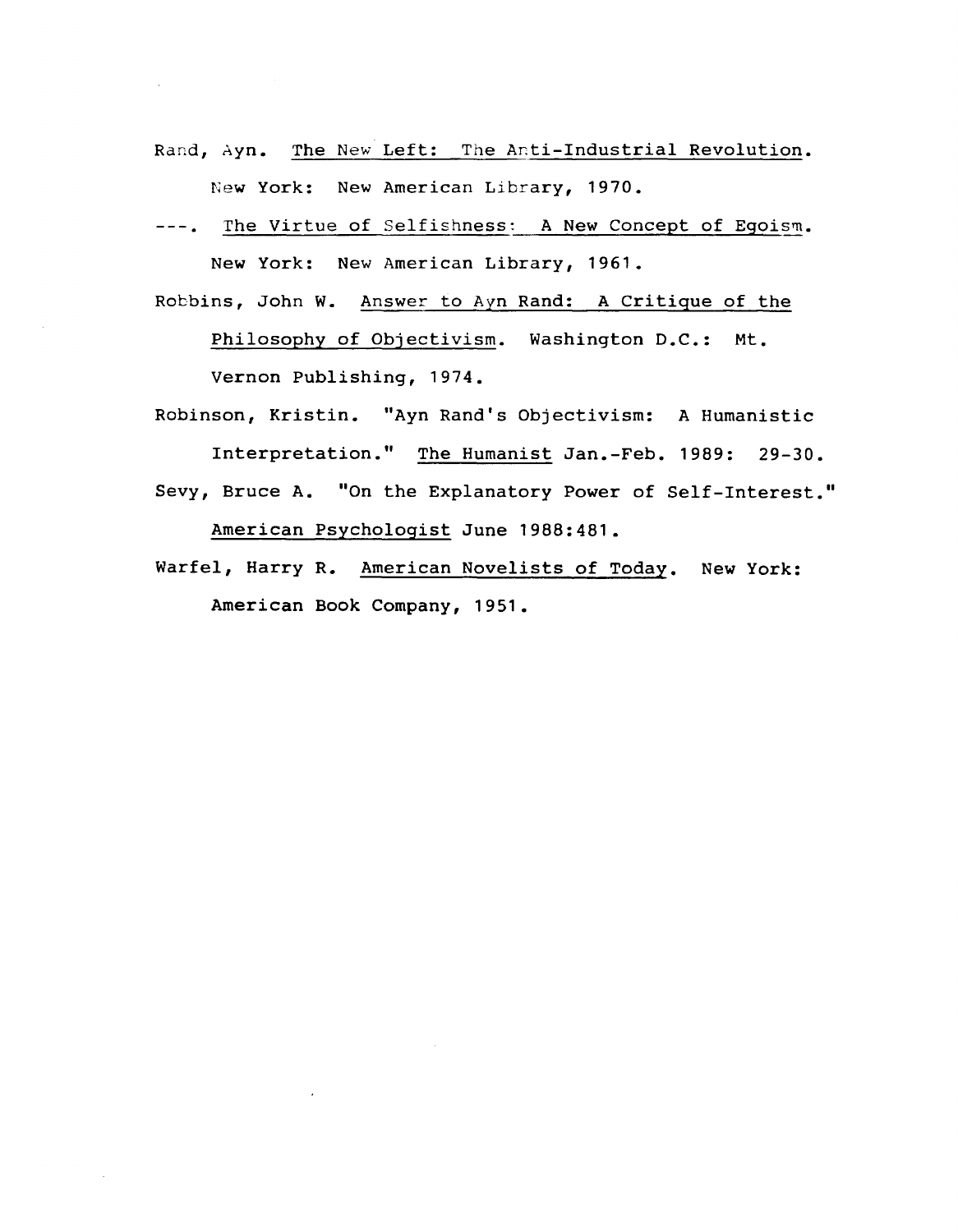Rand, Ayn. The New Left: The Anti-Industrial Revolution. New York: New American Library, 1970.

---. The Virtue of Selfishness: A New Concept of Egoism. New York: New American Library, 1961.

Robbins, John W. Answer to Ayn Rand: A Critique of the Philosophy of Objectivism. Washington D.C.: Mt. Vernon Publishing, 1974.

Robinson, Kristin. "Ayn Rand's Objectivism: A Humanistic Interpretation." The Humanist Jan.-Feb. 1989: 29-30.

Sevy, Bruce A. "On the Explanatory Power of Self-Interest." American Psychologist June 1988:481.

Warfel, Harry R. American Novelists of Today. New York: American Book Company, 1951.